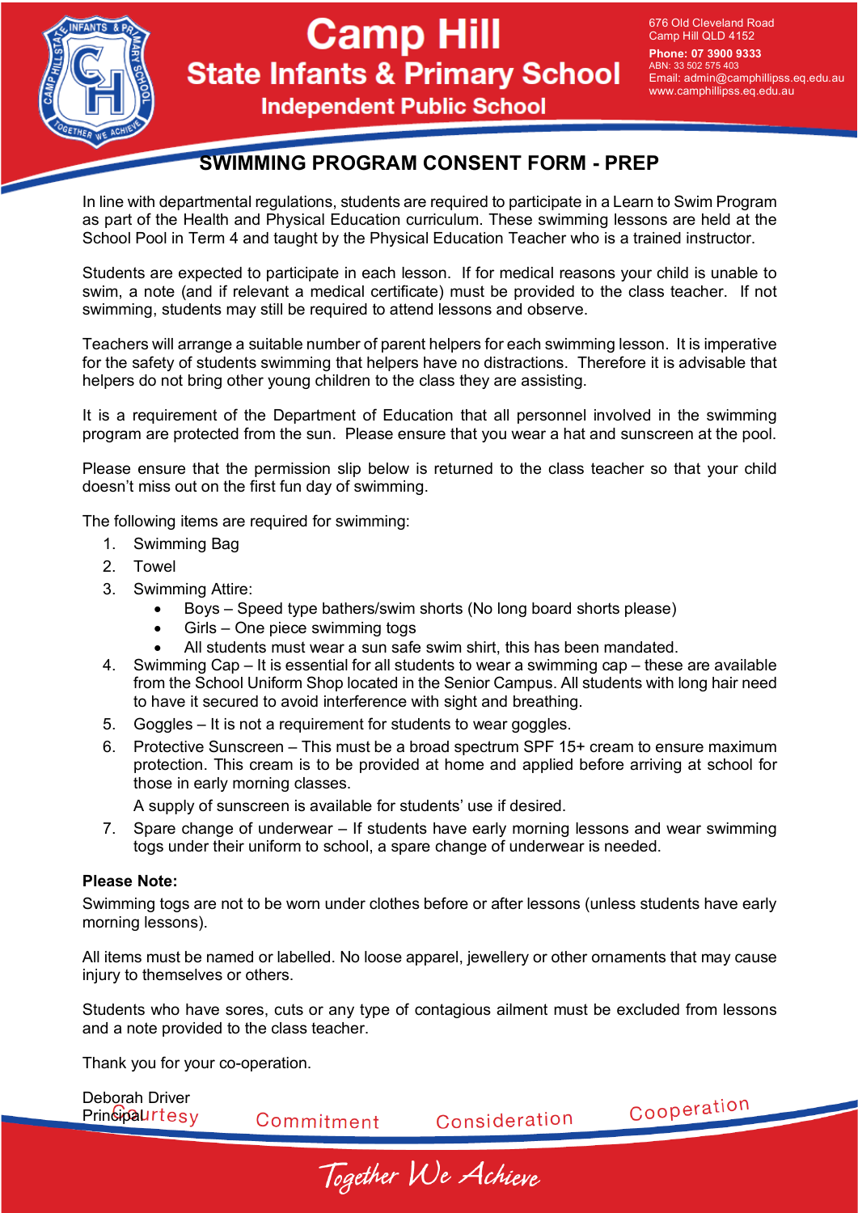# Camp Hill State Infants & Primary School

**Independent Public School**

676 Old Cleveland Road
Camp Hill QLD 4152
**Phone: 07 3900 9333**
ABN: 33 502 575 403
Email: admin@camphillipss.eq.edu.au
www.camphillipss.eq.edu.au

## SWIMMING PROGRAM CONSENT FORM - PREP

In line with departmental regulations, students are required to participate in a Learn to Swim Program as part of the Health and Physical Education curriculum. These swimming lessons are held at the School Pool in Term 4 and taught by the Physical Education Teacher who is a trained instructor.

Students are expected to participate in each lesson. If for medical reasons your child is unable to swim, a note (and if relevant a medical certificate) must be provided to the class teacher. If not swimming, students may still be required to attend lessons and observe.

Teachers will arrange a suitable number of parent helpers for each swimming lesson. It is imperative for the safety of students swimming that helpers have no distractions. Therefore it is advisable that helpers do not bring other young children to the class they are assisting.

It is a requirement of the Department of Education that all personnel involved in the swimming program are protected from the sun. Please ensure that you wear a hat and sunscreen at the pool.

Please ensure that the permission slip below is returned to the class teacher so that your child doesn't miss out on the first fun day of swimming.

The following items are required for swimming:

1. Swimming Bag
2. Towel
3. Swimming Attire:
    - Boys – Speed type bathers/swim shorts (No long board shorts please)
    - Girls – One piece swimming togs
    - All students must wear a sun safe swim shirt, this has been mandated.
4. Swimming Cap – It is essential for all students to wear a swimming cap – these are available from the School Uniform Shop located in the Senior Campus. All students with long hair need to have it secured to avoid interference with sight and breathing.
5. Goggles – It is not a requirement for students to wear goggles.
6. Protective Sunscreen – This must be a broad spectrum SPF 15+ cream to ensure maximum protection. This cream is to be provided at home and applied before arriving at school for those in early morning classes.

   A supply of sunscreen is available for students' use if desired.
7. Spare change of underwear – If students have early morning lessons and wear swimming togs under their uniform to school, a spare change of underwear is needed.

**Please Note:**

Swimming togs are not to be worn under clothes before or after lessons (unless students have early morning lessons).

All items must be named or labelled. No loose apparel, jewellery or other ornaments that may cause injury to themselves or others.

Students who have sores, cuts or any type of contagious ailment must be excluded from lessons and a note provided to the class teacher.

Thank you for your co-operation.

Deborah Driver
Principal

Courtesy Commitment Consideration Cooperation

*Together We Achieve*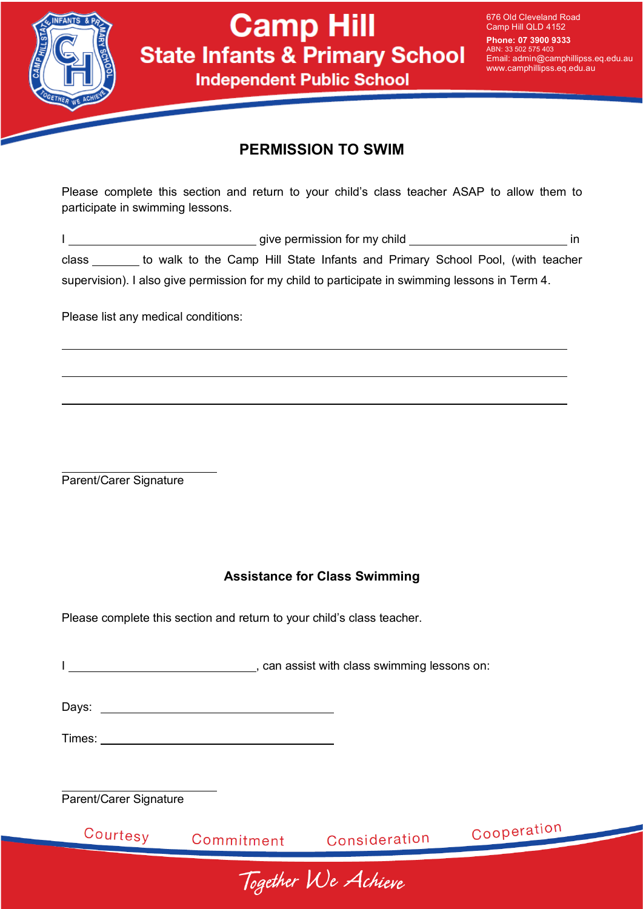# Camp Hill State Infants & Primary School

**Independent Public School**

676 Old Cleveland Road
Camp Hill QLD 4152
**Phone: 07 3900 9333**
ABN: 33 502 575 403
Email: admin@camphillipss.eq.edu.au
www.camphillipss.eq.edu.au

## PERMISSION TO SWIM

Please complete this section and return to your child's class teacher ASAP to allow them to participate in swimming lessons.

I ______________________________ give permission for my child _________________________ in class _______ to walk to the Camp Hill State Infants and Primary School Pool, (with teacher supervision). I also give permission for my child to participate in swimming lessons in Term 4.

Please list any medical conditions:

______________________________________________________________________________

______________________________________________________________________________

______________________________________________________________________________

_________________________
Parent/Carer Signature

### Assistance for Class Swimming

Please complete this section and return to your child's class teacher.

I ______________________________, can assist with class swimming lessons on:

Days: ______________________________________

Times: ______________________________________

_________________________
Parent/Carer Signature

Courtesy Commitment Consideration Cooperation

*Together We Achieve*